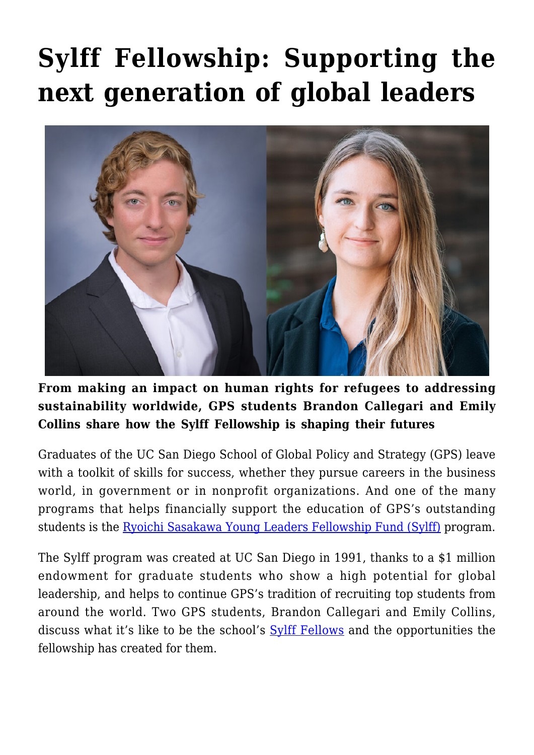# Sylff Fellowship: Supporting the next generation of global leaders

**From making an impact on human rights for refugees to addressing sustainability worldwide, GPS students Brandon Callegari and Emily Collins share how the Sylff Fellowship is shaping their futures**

Graduates of the UC San Diego School of Global Policy and Strategy (GPS) leave with a toolkit of skills for success, whether they pursue careers in the business world, in government or in nonprofit organizations. And one of the many programs that helps financially support the education of GPS's outstanding students is the Ryoichi Sasakawa Young Leaders Fellowship Fund (Sylff) program.

The Sylff program was created at UC San Diego in 1991, thanks to a $1 million endowment for graduate students who show a high potential for global leadership, and helps to continue GPS's tradition of recruiting top students from around the world. Two GPS students, Brandon Callegari and Emily Collins, discuss what it's like to be the school's Sylff Fellows and the opportunities the fellowship has created for them.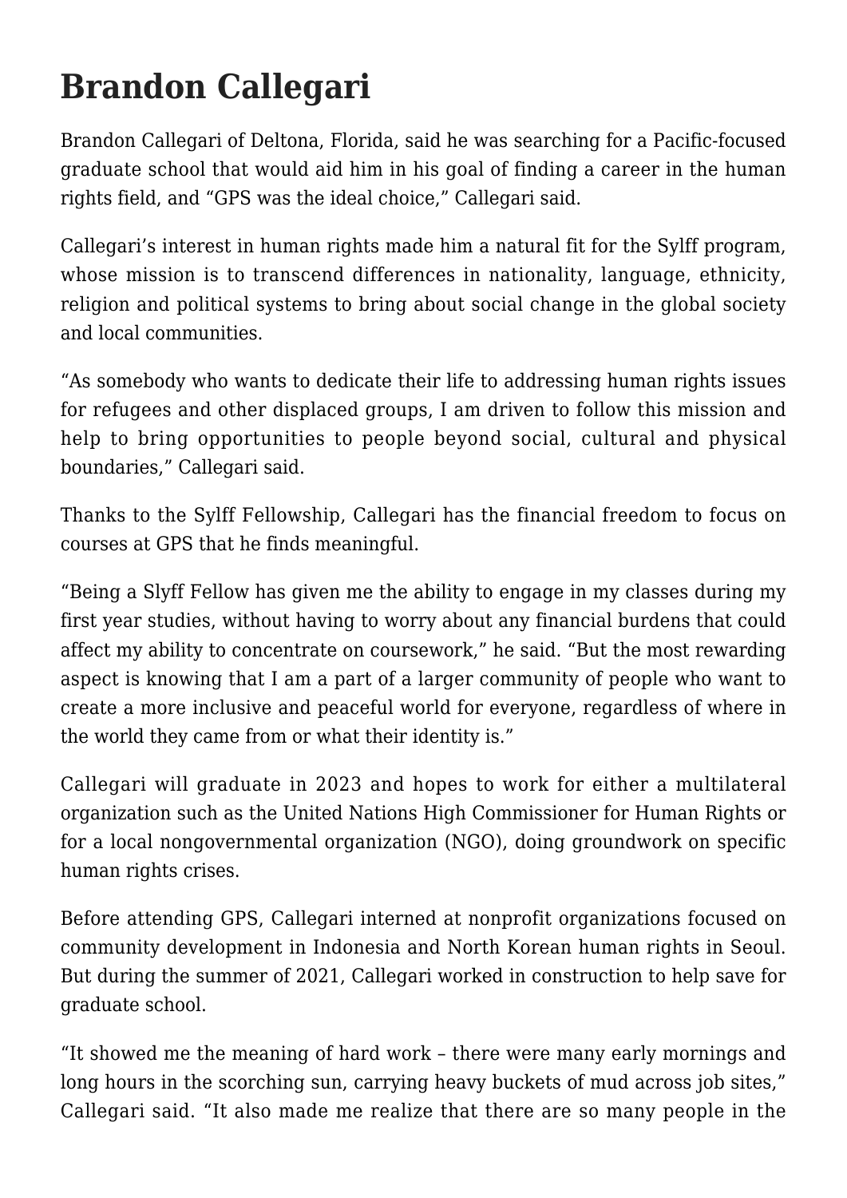# Brandon Callegari

Brandon Callegari of Deltona, Florida, said he was searching for a Pacific-focused graduate school that would aid him in his goal of finding a career in the human rights field, and "GPS was the ideal choice," Callegari said.

Callegari's interest in human rights made him a natural fit for the Sylff program, whose mission is to transcend differences in nationality, language, ethnicity, religion and political systems to bring about social change in the global society and local communities.

"As somebody who wants to dedicate their life to addressing human rights issues for refugees and other displaced groups, I am driven to follow this mission and help to bring opportunities to people beyond social, cultural and physical boundaries," Callegari said.

Thanks to the Sylff Fellowship, Callegari has the financial freedom to focus on courses at GPS that he finds meaningful.

"Being a Slyff Fellow has given me the ability to engage in my classes during my first year studies, without having to worry about any financial burdens that could affect my ability to concentrate on coursework," he said. "But the most rewarding aspect is knowing that I am a part of a larger community of people who want to create a more inclusive and peaceful world for everyone, regardless of where in the world they came from or what their identity is."

Callegari will graduate in 2023 and hopes to work for either a multilateral organization such as the United Nations High Commissioner for Human Rights or for a local nongovernmental organization (NGO), doing groundwork on specific human rights crises.

Before attending GPS, Callegari interned at nonprofit organizations focused on community development in Indonesia and North Korean human rights in Seoul. But during the summer of 2021, Callegari worked in construction to help save for graduate school.

"It showed me the meaning of hard work – there were many early mornings and long hours in the scorching sun, carrying heavy buckets of mud across job sites," Callegari said. "It also made me realize that there are so many people in the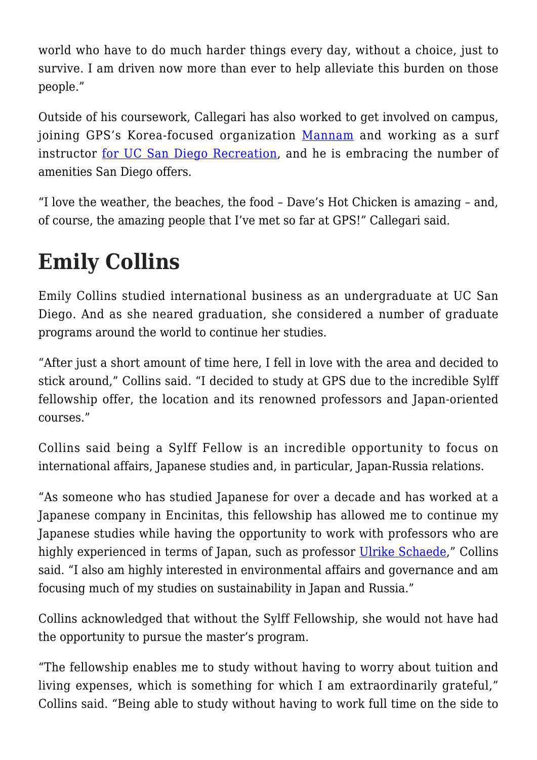world who have to do much harder things every day, without a choice, just to survive. I am driven now more than ever to help alleviate this burden on those people."

Outside of his coursework, Callegari has also worked to get involved on campus, joining GPS's Korea-focused organization [Mannam]() and working as a surf instructor [for UC San Diego Recreation](), and he is embracing the number of amenities San Diego offers.

"I love the weather, the beaches, the food – Dave's Hot Chicken is amazing – and, of course, the amazing people that I've met so far at GPS!" Callegari said.

# Emily Collins

Emily Collins studied international business as an undergraduate at UC San Diego. And as she neared graduation, she considered a number of graduate programs around the world to continue her studies.

"After just a short amount of time here, I fell in love with the area and decided to stick around," Collins said. "I decided to study at GPS due to the incredible Sylff fellowship offer, the location and its renowned professors and Japan-oriented courses."

Collins said being a Sylff Fellow is an incredible opportunity to focus on international affairs, Japanese studies and, in particular, Japan-Russia relations.

"As someone who has studied Japanese for over a decade and has worked at a Japanese company in Encinitas, this fellowship has allowed me to continue my Japanese studies while having the opportunity to work with professors who are highly experienced in terms of Japan, such as professor [Ulrike Schaede]()," Collins said. "I also am highly interested in environmental affairs and governance and am focusing much of my studies on sustainability in Japan and Russia."

Collins acknowledged that without the Sylff Fellowship, she would not have had the opportunity to pursue the master's program.

"The fellowship enables me to study without having to worry about tuition and living expenses, which is something for which I am extraordinarily grateful," Collins said. "Being able to study without having to work full time on the side to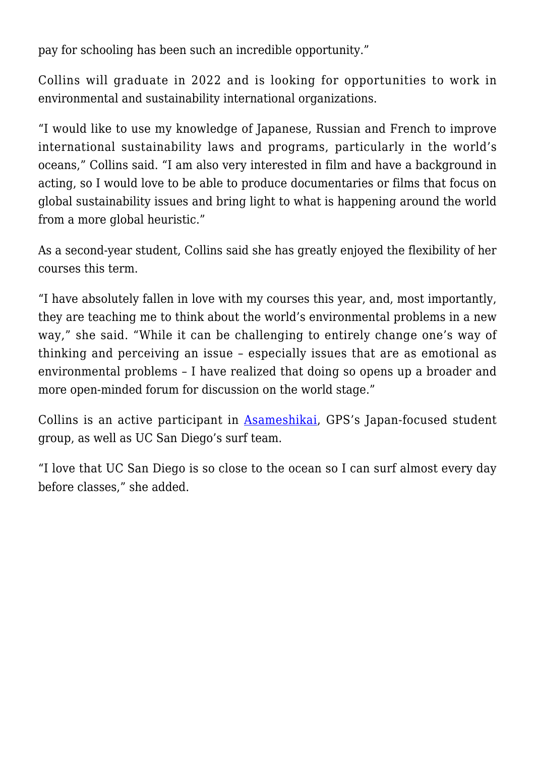pay for schooling has been such an incredible opportunity."

Collins will graduate in 2022 and is looking for opportunities to work in environmental and sustainability international organizations.

"I would like to use my knowledge of Japanese, Russian and French to improve international sustainability laws and programs, particularly in the world's oceans," Collins said. "I am also very interested in film and have a background in acting, so I would love to be able to produce documentaries or films that focus on global sustainability issues and bring light to what is happening around the world from a more global heuristic."

As a second-year student, Collins said she has greatly enjoyed the flexibility of her courses this term.

"I have absolutely fallen in love with my courses this year, and, most importantly, they are teaching me to think about the world's environmental problems in a new way," she said. "While it can be challenging to entirely change one's way of thinking and perceiving an issue – especially issues that are as emotional as environmental problems – I have realized that doing so opens up a broader and more open-minded forum for discussion on the world stage."

Collins is an active participant in Asameshikai, GPS's Japan-focused student group, as well as UC San Diego's surf team.

"I love that UC San Diego is so close to the ocean so I can surf almost every day before classes," she added.